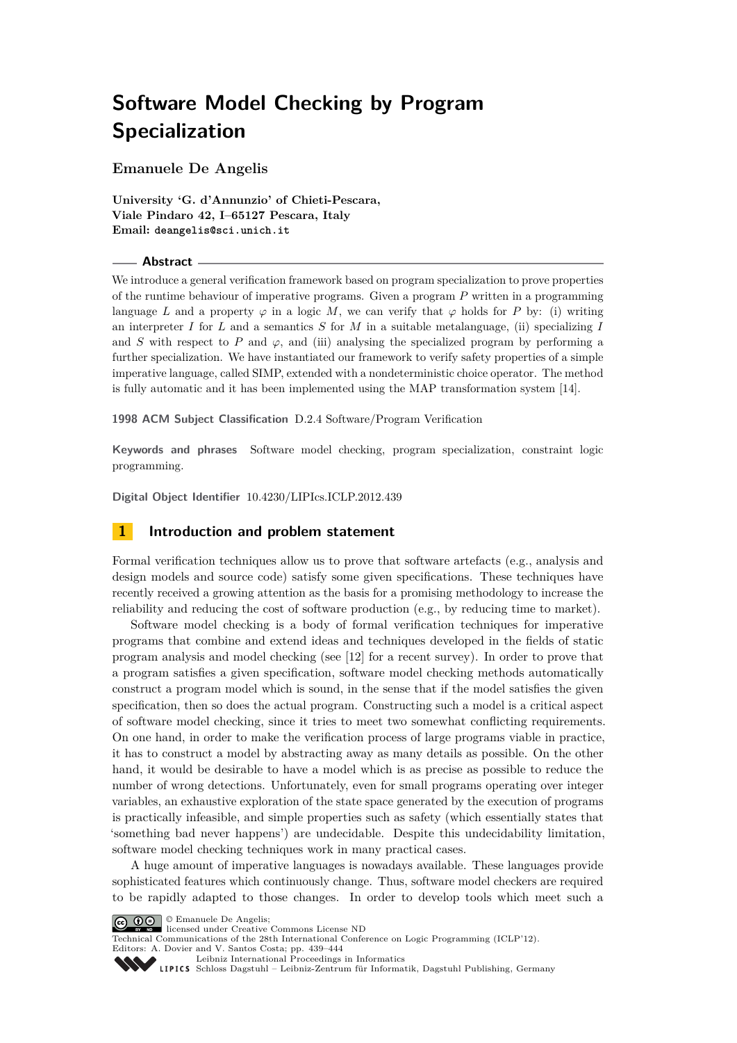# Software Model Checking by Program Specialization

**Emanuele De Angelis**

**University 'G. d'Annunzio' of Chieti-Pescara,**
**Viale Pindaro 42, I–65127 Pescara, Italy**
**Email:** deangelis@sci.unich.it

## Abstract

We introduce a general verification framework based on program specialization to prove properties of the runtime behaviour of imperative programs. Given a program $P$ written in a programming language $L$ and a property $\varphi$ in a logic $M$, we can verify that $\varphi$ holds for $P$ by: (i) writing an interpreter $I$ for $L$ and a semantics $S$ for $M$ in a suitable metalanguage, (ii) specializing $I$ and $S$ with respect to $P$ and $\varphi$, and (iii) analysing the specialized program by performing a further specialization. We have instantiated our framework to verify safety properties of a simple imperative language, called SIMP, extended with a nondeterministic choice operator. The method is fully automatic and it has been implemented using the MAP transformation system [14].

**1998 ACM Subject Classification** D.2.4 Software/Program Verification

**Keywords and phrases** Software model checking, program specialization, constraint logic programming.

**Digital Object Identifier** 10.4230/LIPIcs.ICLP.2012.439

## 1 Introduction and problem statement

Formal verification techniques allow us to prove that software artefacts (e.g., analysis and design models and source code) satisfy some given specifications. These techniques have recently received a growing attention as the basis for a promising methodology to increase the reliability and reducing the cost of software production (e.g., by reducing time to market).

Software model checking is a body of formal verification techniques for imperative programs that combine and extend ideas and techniques developed in the fields of static program analysis and model checking (see [12] for a recent survey). In order to prove that a program satisfies a given specification, software model checking methods automatically construct a program model which is sound, in the sense that if the model satisfies the given specification, then so does the actual program. Constructing such a model is a critical aspect of software model checking, since it tries to meet two somewhat conflicting requirements. On one hand, in order to make the verification process of large programs viable in practice, it has to construct a model by abstracting away as many details as possible. On the other hand, it would be desirable to have a model which is as precise as possible to reduce the number of wrong detections. Unfortunately, even for small programs operating over integer variables, an exhaustive exploration of the state space generated by the execution of programs is practically infeasible, and simple properties such as safety (which essentially states that 'something bad never happens') are undecidable. Despite this undecidability limitation, software model checking techniques work in many practical cases.

A huge amount of imperative languages is nowadays available. These languages provide sophisticated features which continuously change. Thus, software model checkers are required to be rapidly adapted to those changes. In order to develop tools which meet such a

© Emanuele De Angelis;
licensed under Creative Commons License ND
Technical Communications of the 28th International Conference on Logic Programming (ICLP'12).
Editors: A. Dovier and V. Santos Costa; pp. 439–444
Leibniz International Proceedings in Informatics
Schloss Dagstuhl – Leibniz-Zentrum für Informatik, Dagstuhl Publishing, Germany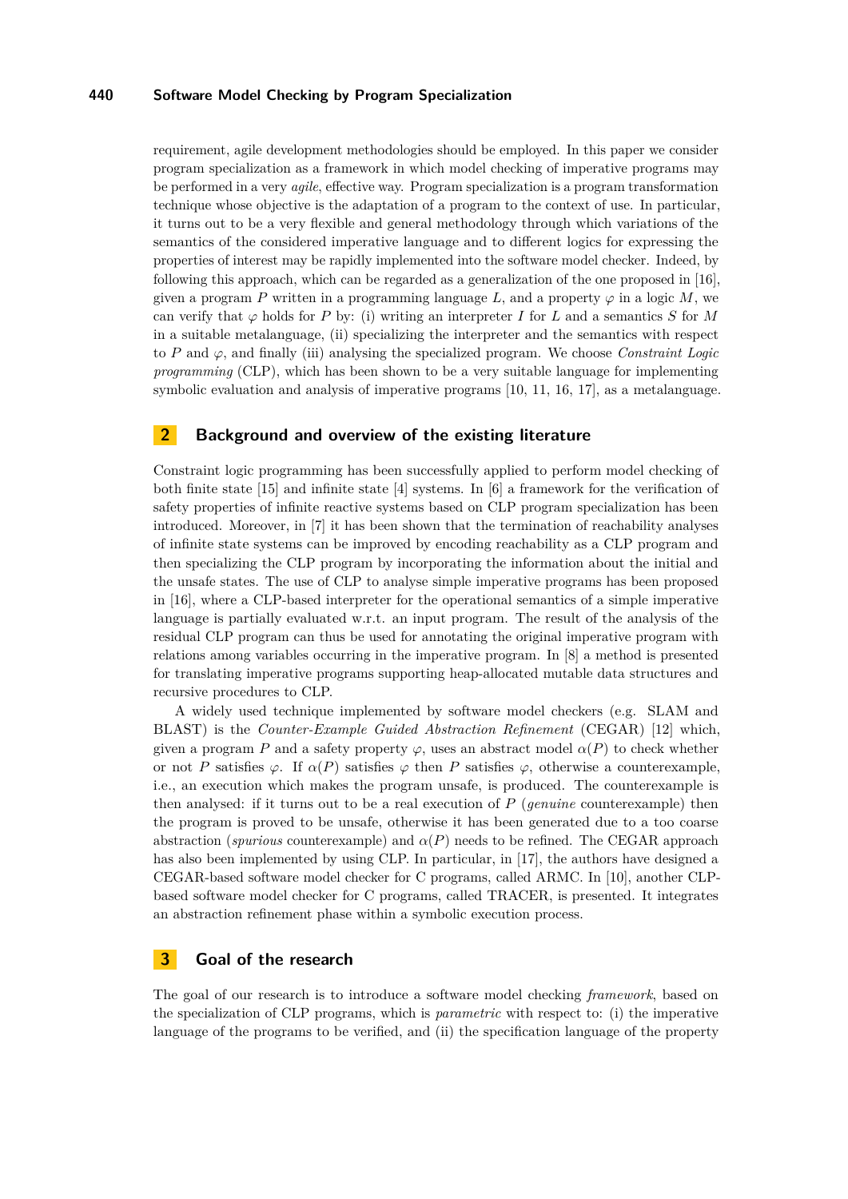requirement, agile development methodologies should be employed. In this paper we consider program specialization as a framework in which model checking of imperative programs may be performed in a very *agile*, effective way. Program specialization is a program transformation technique whose objective is the adaptation of a program to the context of use. In particular, it turns out to be a very flexible and general methodology through which variations of the semantics of the considered imperative language and to different logics for expressing the properties of interest may be rapidly implemented into the software model checker. Indeed, by following this approach, which can be regarded as a generalization of the one proposed in [16], given a program $P$ written in a programming language $L$, and a property $\varphi$ in a logic $M$, we can verify that $\varphi$ holds for $P$ by: (i) writing an interpreter $I$ for $L$ and a semantics $S$ for $M$ in a suitable metalanguage, (ii) specializing the interpreter and the semantics with respect to $P$ and $\varphi$, and finally (iii) analysing the specialized program. We choose *Constraint Logic programming* (CLP), which has been shown to be a very suitable language for implementing symbolic evaluation and analysis of imperative programs [10, 11, 16, 17], as a metalanguage.

## 2 Background and overview of the existing literature

Constraint logic programming has been successfully applied to perform model checking of both finite state [15] and infinite state [4] systems. In [6] a framework for the verification of safety properties of infinite reactive systems based on CLP program specialization has been introduced. Moreover, in [7] it has been shown that the termination of reachability analyses of infinite state systems can be improved by encoding reachability as a CLP program and then specializing the CLP program by incorporating the information about the initial and the unsafe states. The use of CLP to analyse simple imperative programs has been proposed in [16], where a CLP-based interpreter for the operational semantics of a simple imperative language is partially evaluated w.r.t. an input program. The result of the analysis of the residual CLP program can thus be used for annotating the original imperative program with relations among variables occurring in the imperative program. In [8] a method is presented for translating imperative programs supporting heap-allocated mutable data structures and recursive procedures to CLP.

A widely used technique implemented by software model checkers (e.g. SLAM and BLAST) is the *Counter-Example Guided Abstraction Refinement* (CEGAR) [12] which, given a program $P$ and a safety property $\varphi$, uses an abstract model $\alpha(P)$ to check whether or not $P$ satisfies $\varphi$. If $\alpha(P)$ satisfies $\varphi$ then $P$ satisfies $\varphi$, otherwise a counterexample, i.e., an execution which makes the program unsafe, is produced. The counterexample is then analysed: if it turns out to be a real execution of $P$ (*genuine* counterexample) then the program is proved to be unsafe, otherwise it has been generated due to a too coarse abstraction (*spurious* counterexample) and $\alpha(P)$ needs to be refined. The CEGAR approach has also been implemented by using CLP. In particular, in [17], the authors have designed a CEGAR-based software model checker for C programs, called ARMC. In [10], another CLP-based software model checker for C programs, called TRACER, is presented. It integrates an abstraction refinement phase within a symbolic execution process.

## 3 Goal of the research

The goal of our research is to introduce a software model checking *framework*, based on the specialization of CLP programs, which is *parametric* with respect to: (i) the imperative language of the programs to be verified, and (ii) the specification language of the property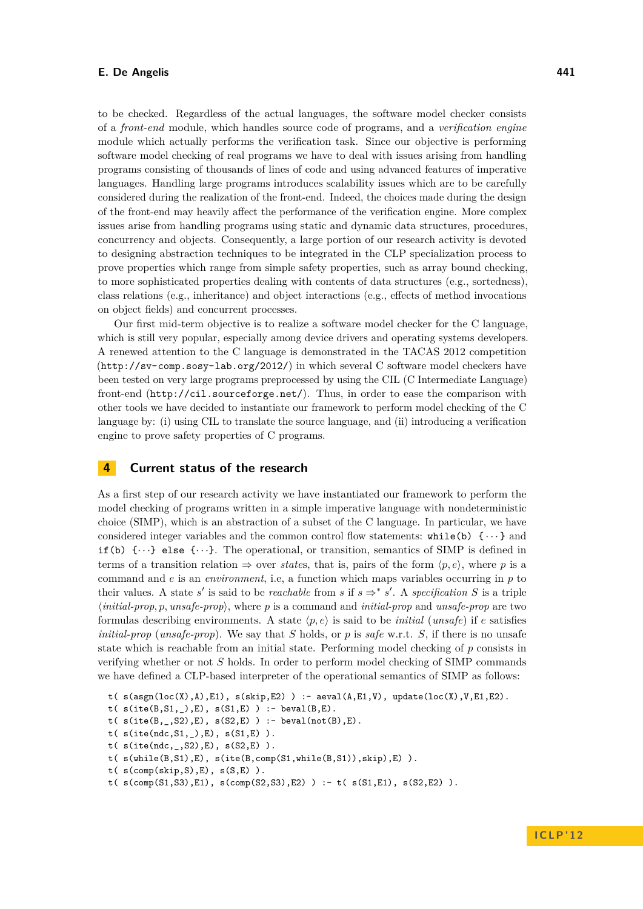to be checked. Regardless of the actual languages, the software model checker consists of a *front-end* module, which handles source code of programs, and a *verification engine* module which actually performs the verification task. Since our objective is performing software model checking of real programs we have to deal with issues arising from handling programs consisting of thousands of lines of code and using advanced features of imperative languages. Handling large programs introduces scalability issues which are to be carefully considered during the realization of the front-end. Indeed, the choices made during the design of the front-end may heavily affect the performance of the verification engine. More complex issues arise from handling programs using static and dynamic data structures, procedures, concurrency and objects. Consequently, a large portion of our research activity is devoted to designing abstraction techniques to be integrated in the CLP specialization process to prove properties which range from simple safety properties, such as array bound checking, to more sophisticated properties dealing with contents of data structures (e.g., sortedness), class relations (e.g., inheritance) and object interactions (e.g., effects of method invocations on object fields) and concurrent processes.

Our first mid-term objective is to realize a software model checker for the C language, which is still very popular, especially among device drivers and operating systems developers. A renewed attention to the C language is demonstrated in the TACAS 2012 competition (`http://sv-comp.sosy-lab.org/2012/`) in which several C software model checkers have been tested on very large programs preprocessed by using the CIL (C Intermediate Language) front-end (`http://cil.sourceforge.net/`). Thus, in order to ease the comparison with other tools we have decided to instantiate our framework to perform model checking of the C language by: (i) using CIL to translate the source language, and (ii) introducing a verification engine to prove safety properties of C programs.

## 4 Current status of the research

As a first step of our research activity we have instantiated our framework to perform the model checking of programs written in a simple imperative language with nondeterministic choice (SIMP), which is an abstraction of a subset of the C language. In particular, we have considered integer variables and the common control flow statements: `while(b) {···}` and `if(b) {···} else {···}`. The operational, or transition, semantics of SIMP is defined in terms of a transition relation $\Rightarrow$ over *states*, that is, pairs of the form $\langle p, e\rangle$, where $p$ is a command and $e$ is an *environment*, i.e, a function which maps variables occurring in $p$ to their values. A state $s'$ is said to be *reachable* from $s$ if $s \Rightarrow^* s'$. A *specification* $S$ is a triple $\langle \textit{initial-prop}, p, \textit{unsafe-prop}\rangle$, where $p$ is a command and *initial-prop* and *unsafe-prop* are two formulas describing environments. A state $\langle p, e\rangle$ is said to be *initial* (*unsafe*) if $e$ satisfies *initial-prop* (*unsafe-prop*). We say that $S$ holds, or $p$ is *safe* w.r.t. $S$, if there is no unsafe state which is reachable from an initial state. Performing model checking of $p$ consists in verifying whether or not $S$ holds. In order to perform model checking of SIMP commands we have defined a CLP-based interpreter of the operational semantics of SIMP as follows:

```
t( s(asgn(loc(X),A),E1), s(skip,E2) ) :- aeval(A,E1,V), update(loc(X),V,E1,E2).
t( s(ite(B,S1,_),E), s(S1,E) ) :- beval(B,E).
t( s(ite(B,_,S2),E), s(S2,E) ) :- beval(not(B),E).
t( s(ite(ndc,S1,_),E), s(S1,E) ).
t( s(ite(ndc,_,S2),E), s(S2,E) ).
t( s(while(B,S1),E), s(ite(B,comp(S1,while(B,S1)),skip),E) ).
t( s(comp(skip,S),E), s(S,E) ).
t( s(comp(S1,S3),E1), s(comp(S2,S3),E2) ) :- t( s(S1,E1), s(S2,E2) ).
```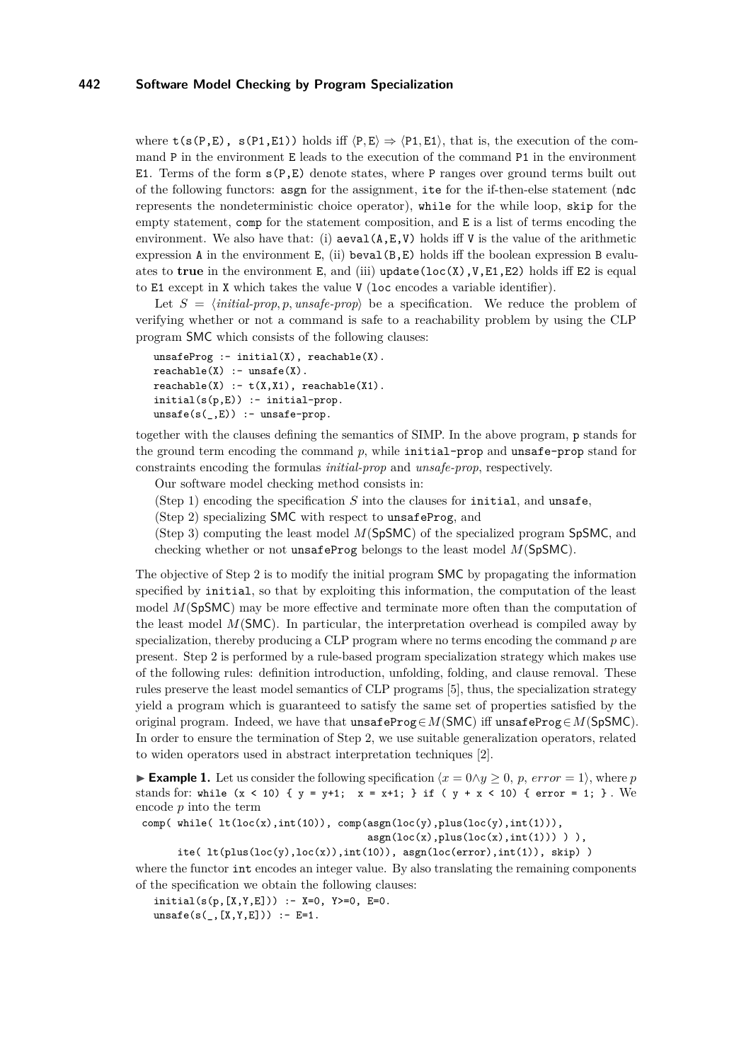where `t(s(P,E), s(P1,E1))` holds iff $\langle$`P`,`E`$\rangle \Rightarrow \langle$`P1`,`E1`$\rangle$, that is, the execution of the command `P` in the environment `E` leads to the execution of the command `P1` in the environment `E1`. Terms of the form `s(P,E)` denote states, where `P` ranges over ground terms built out of the following functors: `asgn` for the assignment, `ite` for the if-then-else statement (`ndc` represents the nondeterministic choice operator), `while` for the while loop, `skip` for the empty statement, `comp` for the statement composition, and `E` is a list of terms encoding the environment. We also have that: (i) `aeval(A,E,V)` holds iff `V` is the value of the arithmetic expression `A` in the environment `E`, (ii) `beval(B,E)` holds iff the boolean expression `B` evaluates to **true** in the environment `E`, and (iii) `update(loc(X),V,E1,E2)` holds iff `E2` is equal to `E1` except in `X` which takes the value `V` (`loc` encodes a variable identifier).

Let $S = \langle \textit{initial-prop}, p, \textit{unsafe-prop} \rangle$ be a specification. We reduce the problem of verifying whether or not a command is safe to a reachability problem by using the CLP program SMC which consists of the following clauses:

```
unsafeProg :- initial(X), reachable(X).
reachable(X) :- unsafe(X).
reachable(X) :- t(X,X1), reachable(X1).
initial(s(p,E)) :- initial-prop.
unsafe(s(_,E)) :- unsafe-prop.
```

together with the clauses defining the semantics of SIMP. In the above program, `p` stands for the ground term encoding the command $p$, while `initial-prop` and `unsafe-prop` stand for constraints encoding the formulas *initial-prop* and *unsafe-prop*, respectively.

Our software model checking method consists in:

(Step 1) encoding the specification $S$ into the clauses for `initial`, and `unsafe`,

(Step 2) specializing SMC with respect to `unsafeProg`, and

(Step 3) computing the least model $M$(SpSMC) of the specialized program SpSMC, and checking whether or not `unsafeProg` belongs to the least model $M$(SpSMC).

The objective of Step 2 is to modify the initial program SMC by propagating the information specified by `initial`, so that by exploiting this information, the computation of the least model $M$(SpSMC) may be more effective and terminate more often than the computation of the least model $M$(SMC). In particular, the interpretation overhead is compiled away by specialization, thereby producing a CLP program where no terms encoding the command $p$ are present. Step 2 is performed by a rule-based program specialization strategy which makes use of the following rules: definition introduction, unfolding, folding, and clause removal. These rules preserve the least model semantics of CLP programs [5], thus, the specialization strategy yield a program which is guaranteed to satisfy the same set of properties satisfied by the original program. Indeed, we have that `unsafeProg`$\in M$(SMC) iff `unsafeProg`$\in M$(SpSMC). In order to ensure the termination of Step 2, we use suitable generalization operators, related to widen operators used in abstract interpretation techniques [2].

► **Example 1.** Let us consider the following specification $\langle x = 0 \wedge y \geq 0,\ p,\ \mathit{error} = 1 \rangle$, where $p$ stands for: `while (x < 10) { y = y+1;  x = x+1; } if ( y + x < 10) { error = 1; }`. We encode $p$ into the term

```
comp( while( lt(loc(x),int(10)), comp(asgn(loc(y),plus(loc(y),int(1))),
                                      asgn(loc(x),plus(loc(x),int(1))) ) ),
      ite( lt(plus(loc(y),loc(x)),int(10)), asgn(loc(error),int(1)), skip) )
```

where the functor `int` encodes an integer value. By also translating the remaining components of the specification we obtain the following clauses:

```
initial(s(p,[X,Y,E])) :- X=0, Y>=0, E=0.
unsafe(s(_,[X,Y,E])) :- E=1.
```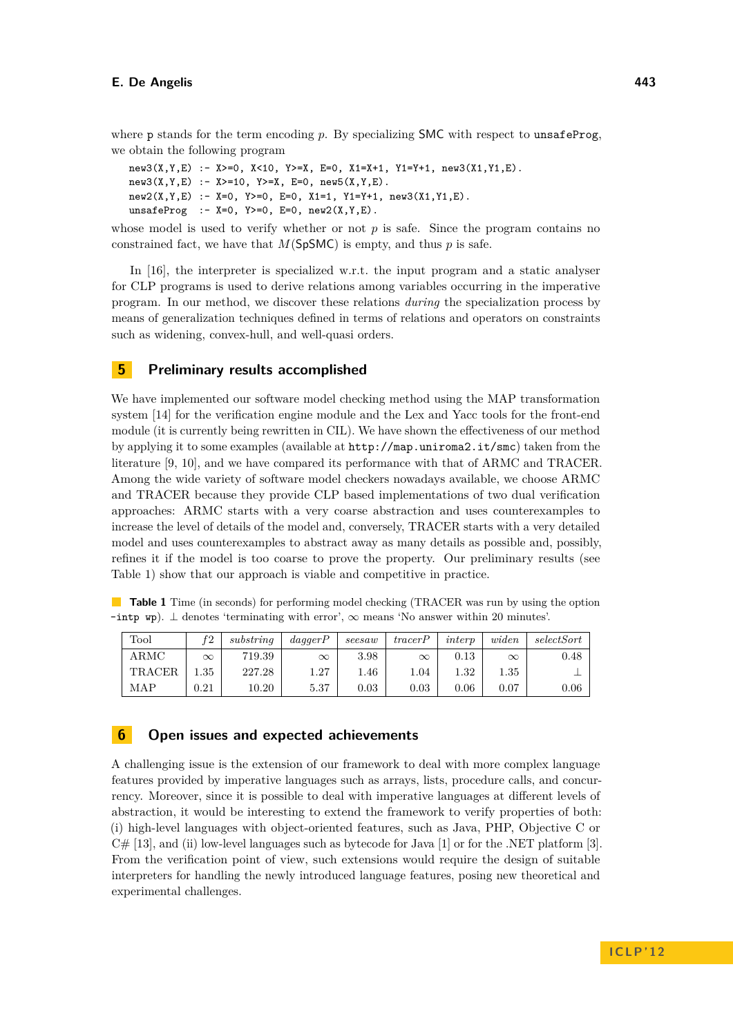where `p` stands for the term encoding $p$. By specializing SMC with respect to `unsafeProg`, we obtain the following program

```
new3(X,Y,E) :- X>=0, X<10, Y>=X, E=0, X1=X+1, Y1=Y+1, new3(X1,Y1,E).
new3(X,Y,E) :- X>=10, Y>=X, E=0, new5(X,Y,E).
new2(X,Y,E) :- X=0, Y>=0, E=0, X1=1, Y1=Y+1, new3(X1,Y1,E).
unsafeProg  :- X=0, Y>=0, E=0, new2(X,Y,E).
```

whose model is used to verify whether or not $p$ is safe. Since the program contains no constrained fact, we have that $M(\mathsf{SpSMC})$ is empty, and thus $p$ is safe.

In [16], the interpreter is specialized w.r.t. the input program and a static analyser for CLP programs is used to derive relations among variables occurring in the imperative program. In our method, we discover these relations *during* the specialization process by means of generalization techniques defined in terms of relations and operators on constraints such as widening, convex-hull, and well-quasi orders.

## 5 Preliminary results accomplished

We have implemented our software model checking method using the MAP transformation system [14] for the verification engine module and the Lex and Yacc tools for the front-end module (it is currently being rewritten in CIL). We have shown the effectiveness of our method by applying it to some examples (available at `http://map.uniroma2.it/smc`) taken from the literature [9, 10], and we have compared its performance with that of ARMC and TRACER. Among the wide variety of software model checkers nowadays available, we choose ARMC and TRACER because they provide CLP based implementations of two dual verification approaches: ARMC starts with a very coarse abstraction and uses counterexamples to increase the level of details of the model and, conversely, TRACER starts with a very detailed model and uses counterexamples to abstract away as many details as possible and, possibly, refines it if the model is too coarse to prove the property. Our preliminary results (see Table 1) show that our approach is viable and competitive in practice.

**Table 1** Time (in seconds) for performing model checking (TRACER was run by using the option `-intp wp`). $\perp$ denotes 'terminating with error', $\infty$ means 'No answer within 20 minutes'.

| Tool | *f2* | *substring* | *daggerP* | *seesaw* | *tracerP* | *interp* | *widen* | *selectSort* |
|---|---|---|---|---|---|---|---|---|
| ARMC | $\infty$ | 719.39 | $\infty$ | 3.98 | $\infty$ | 0.13 | $\infty$ | 0.48 |
| TRACER | 1.35 | 227.28 | 1.27 | 1.46 | 1.04 | 1.32 | 1.35 | $\perp$ |
| MAP | 0.21 | 10.20 | 5.37 | 0.03 | 0.03 | 0.06 | 0.07 | 0.06 |

## 6 Open issues and expected achievements

A challenging issue is the extension of our framework to deal with more complex language features provided by imperative languages such as arrays, lists, procedure calls, and concurrency. Moreover, since it is possible to deal with imperative languages at different levels of abstraction, it would be interesting to extend the framework to verify properties of both: (i) high-level languages with object-oriented features, such as Java, PHP, Objective C or C# [13], and (ii) low-level languages such as bytecode for Java [1] or for the .NET platform [3]. From the verification point of view, such extensions would require the design of suitable interpreters for handling the newly introduced language features, posing new theoretical and experimental challenges.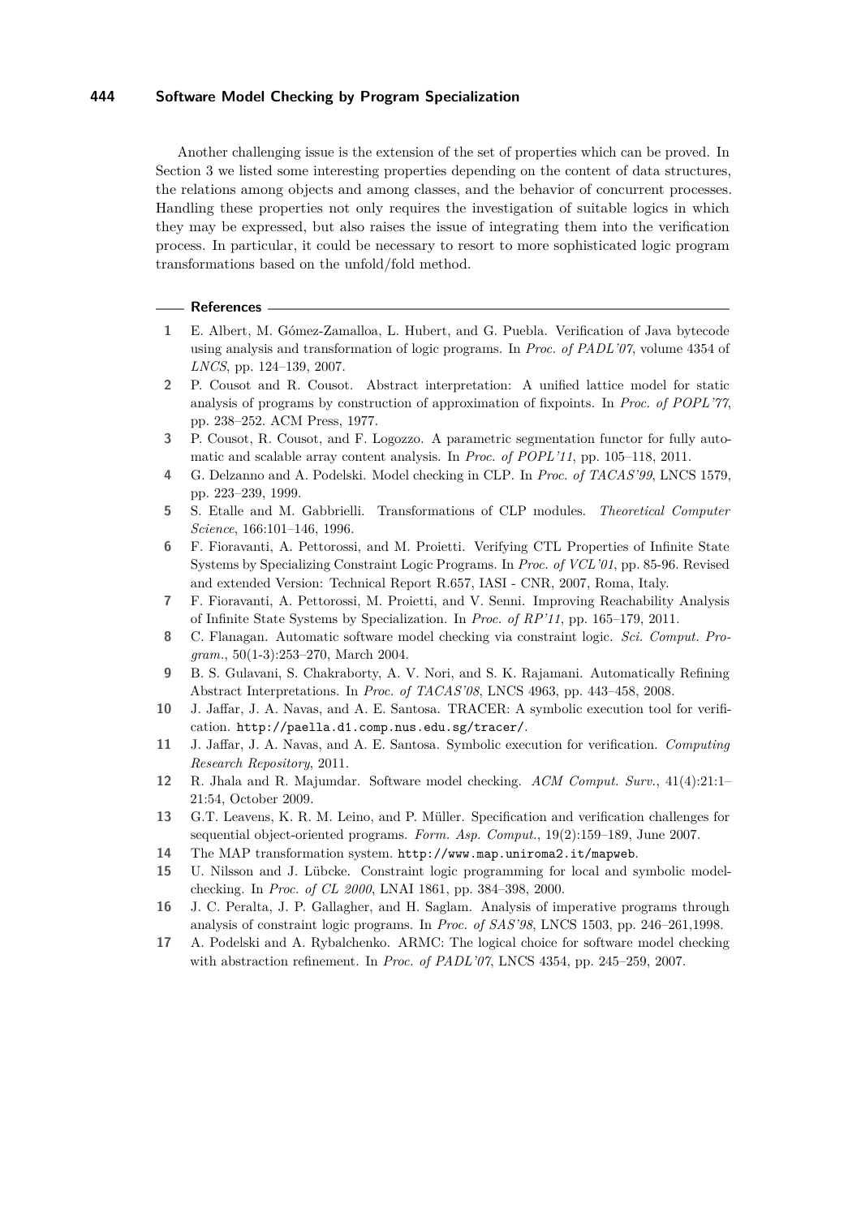Another challenging issue is the extension of the set of properties which can be proved. In Section 3 we listed some interesting properties depending on the content of data structures, the relations among objects and among classes, and the behavior of concurrent processes. Handling these properties not only requires the investigation of suitable logics in which they may be expressed, but also raises the issue of integrating them into the verification process. In particular, it could be necessary to resort to more sophisticated logic program transformations based on the unfold/fold method.

## References

1. E. Albert, M. Gómez-Zamalloa, L. Hubert, and G. Puebla. Verification of Java bytecode using analysis and transformation of logic programs. In *Proc. of PADL'07*, volume 4354 of *LNCS*, pp. 124–139, 2007.
2. P. Cousot and R. Cousot. Abstract interpretation: A unified lattice model for static analysis of programs by construction of approximation of fixpoints. In *Proc. of POPL'77*, pp. 238–252. ACM Press, 1977.
3. P. Cousot, R. Cousot, and F. Logozzo. A parametric segmentation functor for fully automatic and scalable array content analysis. In *Proc. of POPL'11*, pp. 105–118, 2011.
4. G. Delzanno and A. Podelski. Model checking in CLP. In *Proc. of TACAS'99*, LNCS 1579, pp. 223–239, 1999.
5. S. Etalle and M. Gabbrielli. Transformations of CLP modules. *Theoretical Computer Science*, 166:101–146, 1996.
6. F. Fioravanti, A. Pettorossi, and M. Proietti. Verifying CTL Properties of Infinite State Systems by Specializing Constraint Logic Programs. In *Proc. of VCL'01*, pp. 85-96. Revised and extended Version: Technical Report R.657, IASI - CNR, 2007, Roma, Italy.
7. F. Fioravanti, A. Pettorossi, M. Proietti, and V. Senni. Improving Reachability Analysis of Infinite State Systems by Specialization. In *Proc. of RP'11*, pp. 165–179, 2011.
8. C. Flanagan. Automatic software model checking via constraint logic. *Sci. Comput. Program.*, 50(1-3):253–270, March 2004.
9. B. S. Gulavani, S. Chakraborty, A. V. Nori, and S. K. Rajamani. Automatically Refining Abstract Interpretations. In *Proc. of TACAS'08*, LNCS 4963, pp. 443–458, 2008.
10. J. Jaffar, J. A. Navas, and A. E. Santosa. TRACER: A symbolic execution tool for verification. `http://paella.d1.comp.nus.edu.sg/tracer/`.
11. J. Jaffar, J. A. Navas, and A. E. Santosa. Symbolic execution for verification. *Computing Research Repository*, 2011.
12. R. Jhala and R. Majumdar. Software model checking. *ACM Comput. Surv.*, 41(4):21:1–21:54, October 2009.
13. G.T. Leavens, K. R. M. Leino, and P. Müller. Specification and verification challenges for sequential object-oriented programs. *Form. Asp. Comput.*, 19(2):159–189, June 2007.
14. The MAP transformation system. `http://www.map.uniroma2.it/mapweb`.
15. U. Nilsson and J. Lübcke. Constraint logic programming for local and symbolic model-checking. In *Proc. of CL 2000*, LNAI 1861, pp. 384–398, 2000.
16. J. C. Peralta, J. P. Gallagher, and H. Saglam. Analysis of imperative programs through analysis of constraint logic programs. In *Proc. of SAS'98*, LNCS 1503, pp. 246–261,1998.
17. A. Podelski and A. Rybalchenko. ARMC: The logical choice for software model checking with abstraction refinement. In *Proc. of PADL'07*, LNCS 4354, pp. 245–259, 2007.